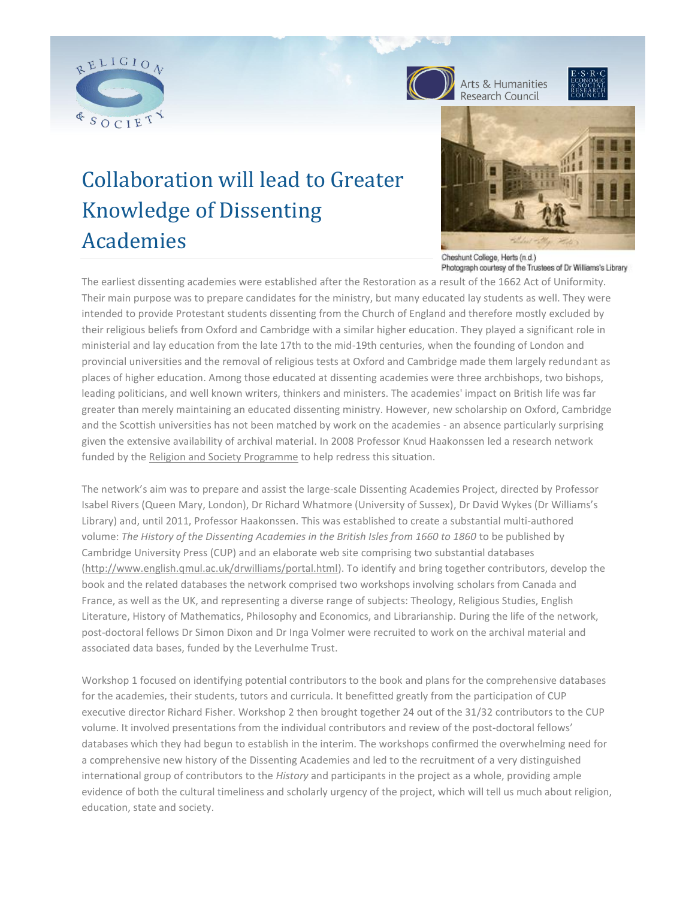# Collaboration will lead to Greater Knowledge of Dissenting Academies

Cheshunt College, Herts (n.d.)
Photograph courtesy of the Trustees of Dr Williams's Library

The earliest dissenting academies were established after the Restoration as a result of the 1662 Act of Uniformity. Their main purpose was to prepare candidates for the ministry, but many educated lay students as well. They were intended to provide Protestant students dissenting from the Church of England and therefore mostly excluded by their religious beliefs from Oxford and Cambridge with a similar higher education. They played a significant role in ministerial and lay education from the late 17th to the mid-19th centuries, when the founding of London and provincial universities and the removal of religious tests at Oxford and Cambridge made them largely redundant as places of higher education. Among those educated at dissenting academies were three archbishops, two bishops, leading politicians, and well known writers, thinkers and ministers. The academies' impact on British life was far greater than merely maintaining an educated dissenting ministry. However, new scholarship on Oxford, Cambridge and the Scottish universities has not been matched by work on the academies - an absence particularly surprising given the extensive availability of archival material. In 2008 Professor Knud Haakonssen led a research network funded by the Religion and Society Programme to help redress this situation.

The network's aim was to prepare and assist the large-scale Dissenting Academies Project, directed by Professor Isabel Rivers (Queen Mary, London), Dr Richard Whatmore (University of Sussex), Dr David Wykes (Dr Williams's Library) and, until 2011, Professor Haakonssen. This was established to create a substantial multi-authored volume: *The History of the Dissenting Academies in the British Isles from 1660 to 1860* to be published by Cambridge University Press (CUP) and an elaborate web site comprising two substantial databases (http://www.english.qmul.ac.uk/drwilliams/portal.html). To identify and bring together contributors, develop the book and the related databases the network comprised two workshops involving scholars from Canada and France, as well as the UK, and representing a diverse range of subjects: Theology, Religious Studies, English Literature, History of Mathematics, Philosophy and Economics, and Librarianship. During the life of the network, post-doctoral fellows Dr Simon Dixon and Dr Inga Volmer were recruited to work on the archival material and associated data bases, funded by the Leverhulme Trust.

Workshop 1 focused on identifying potential contributors to the book and plans for the comprehensive databases for the academies, their students, tutors and curricula. It benefitted greatly from the participation of CUP executive director Richard Fisher. Workshop 2 then brought together 24 out of the 31/32 contributors to the CUP volume. It involved presentations from the individual contributors and review of the post-doctoral fellows' databases which they had begun to establish in the interim. The workshops confirmed the overwhelming need for a comprehensive new history of the Dissenting Academies and led to the recruitment of a very distinguished international group of contributors to the *History* and participants in the project as a whole, providing ample evidence of both the cultural timeliness and scholarly urgency of the project, which will tell us much about religion, education, state and society.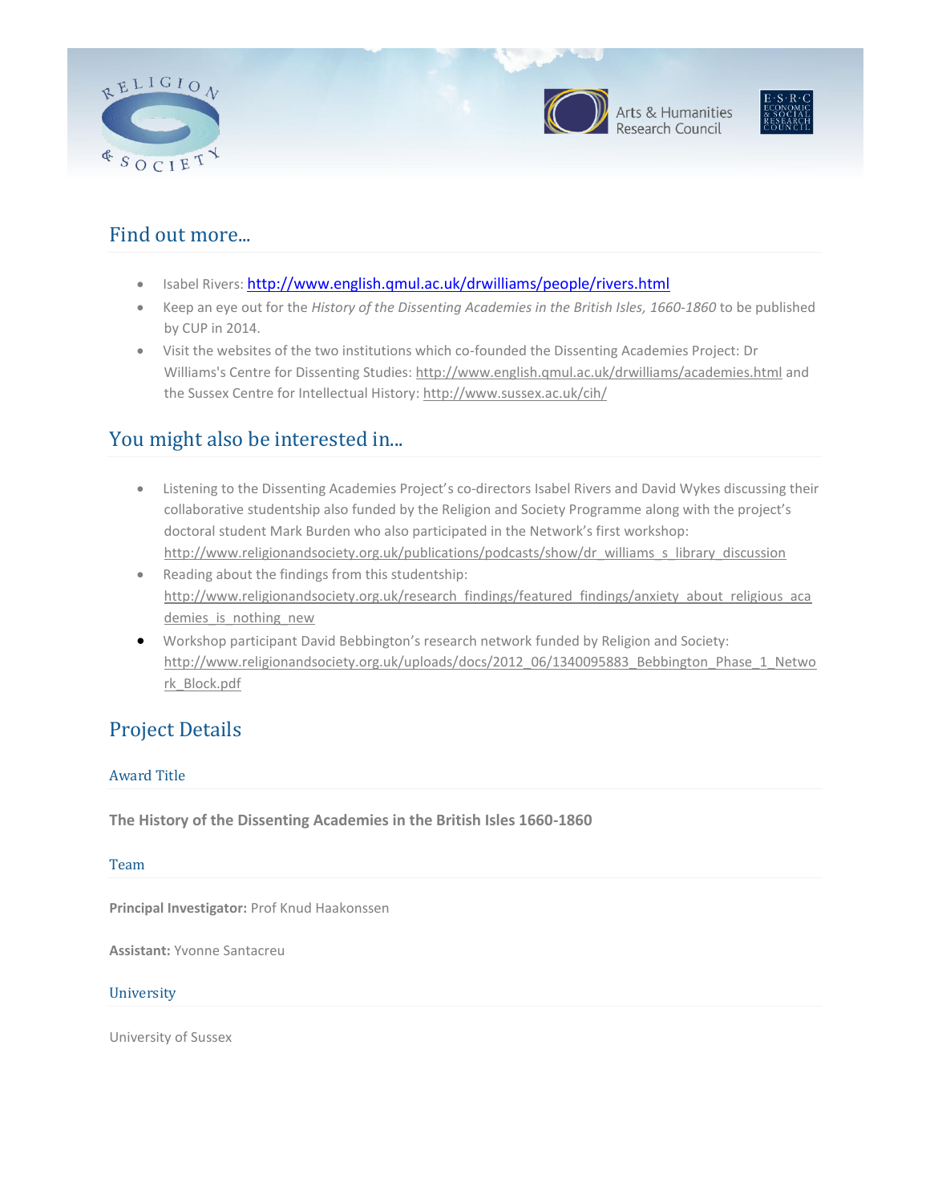## Find out more...

- Isabel Rivers: http://www.english.qmul.ac.uk/drwilliams/people/rivers.html
- Keep an eye out for the *History of the Dissenting Academies in the British Isles, 1660-1860* to be published by CUP in 2014.
- Visit the websites of the two institutions which co-founded the Dissenting Academies Project: Dr Williams's Centre for Dissenting Studies: http://www.english.qmul.ac.uk/drwilliams/academies.html and the Sussex Centre for Intellectual History: http://www.sussex.ac.uk/cih/

## You might also be interested in...

- Listening to the Dissenting Academies Project's co-directors Isabel Rivers and David Wykes discussing their collaborative studentship also funded by the Religion and Society Programme along with the project's doctoral student Mark Burden who also participated in the Network's first workshop: http://www.religionandsociety.org.uk/publications/podcasts/show/dr_williams_s_library_discussion
- Reading about the findings from this studentship: http://www.religionandsociety.org.uk/research_findings/featured_findings/anxiety_about_religious_academies_is_nothing_new
- Workshop participant David Bebbington's research network funded by Religion and Society: http://www.religionandsociety.org.uk/uploads/docs/2012_06/1340095883_Bebbington_Phase_1_Network_Block.pdf

## Project Details

### Award Title

**The History of the Dissenting Academies in the British Isles 1660-1860**

### Team

**Principal Investigator:** Prof Knud Haakonssen

**Assistant:** Yvonne Santacreu

### University

University of Sussex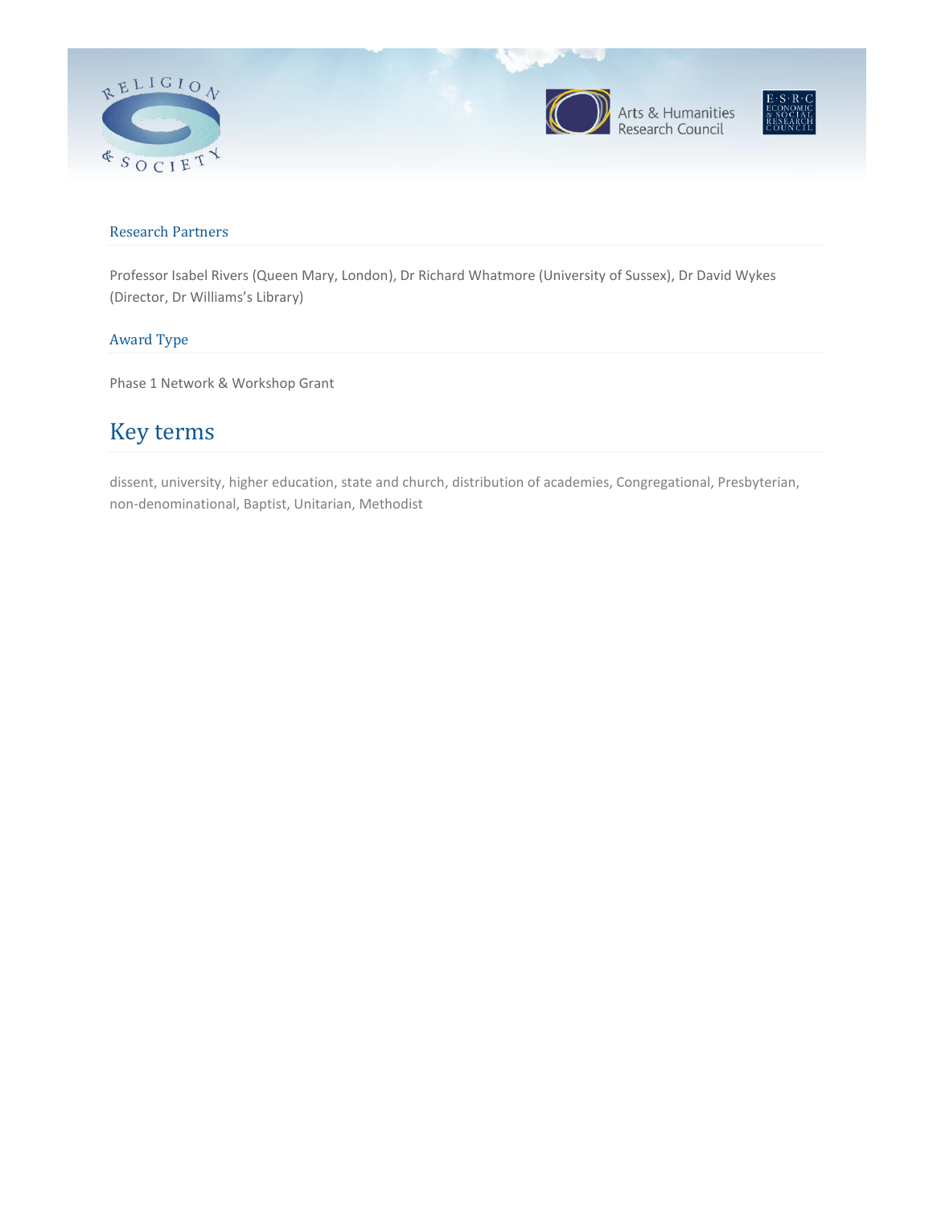### Research Partners

Professor Isabel Rivers (Queen Mary, London), Dr Richard Whatmore (University of Sussex), Dr David Wykes (Director, Dr Williams's Library)

### Award Type

Phase 1 Network & Workshop Grant

## Key terms

dissent, university, higher education, state and church, distribution of academies, Congregational, Presbyterian, non-denominational, Baptist, Unitarian, Methodist